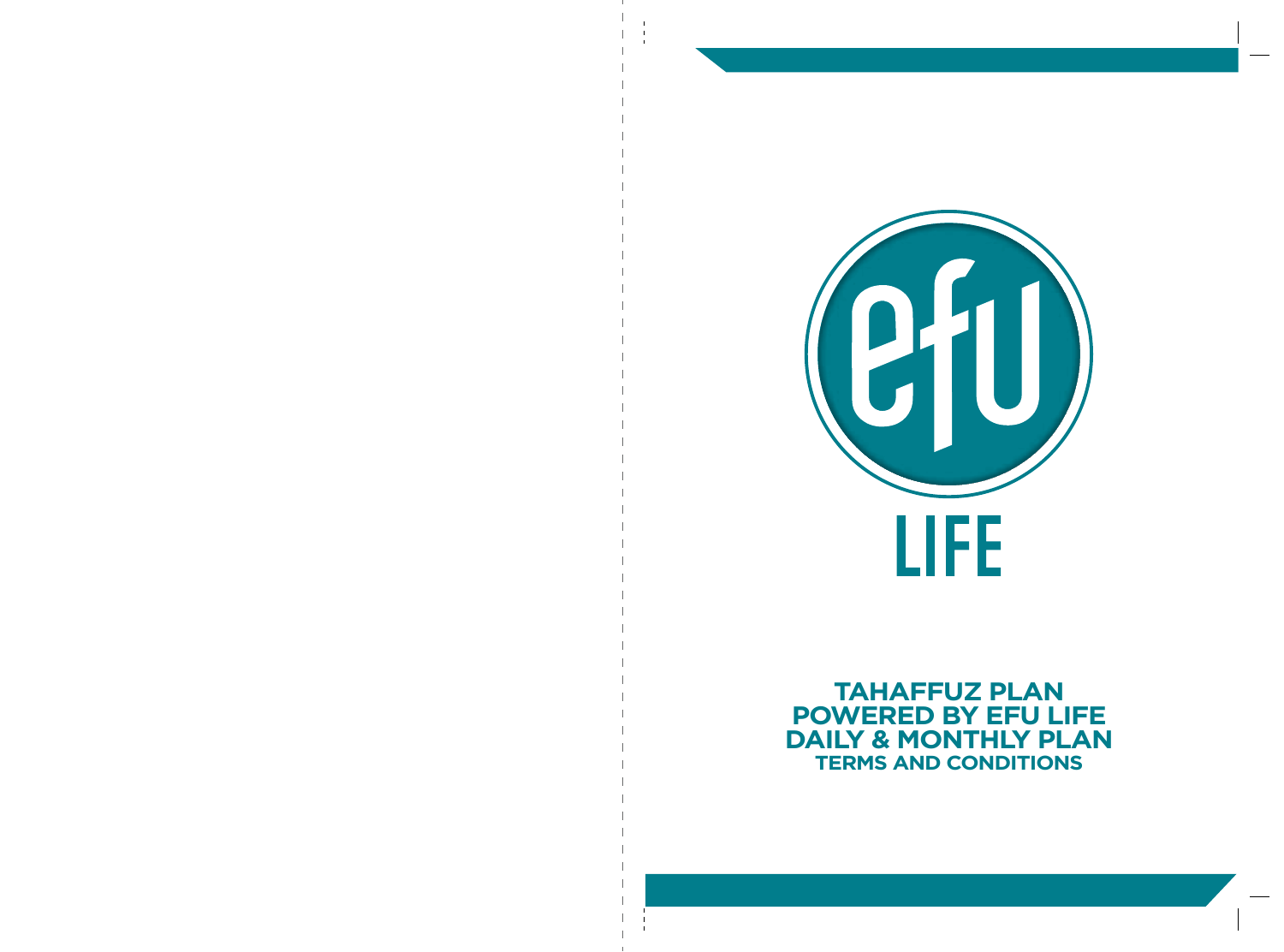efu

LIFE

# TAHAFFUZ PLAN
# POWERED BY EFU LIFE
# DAILY & MONTHLY PLAN
## TERMS AND CONDITIONS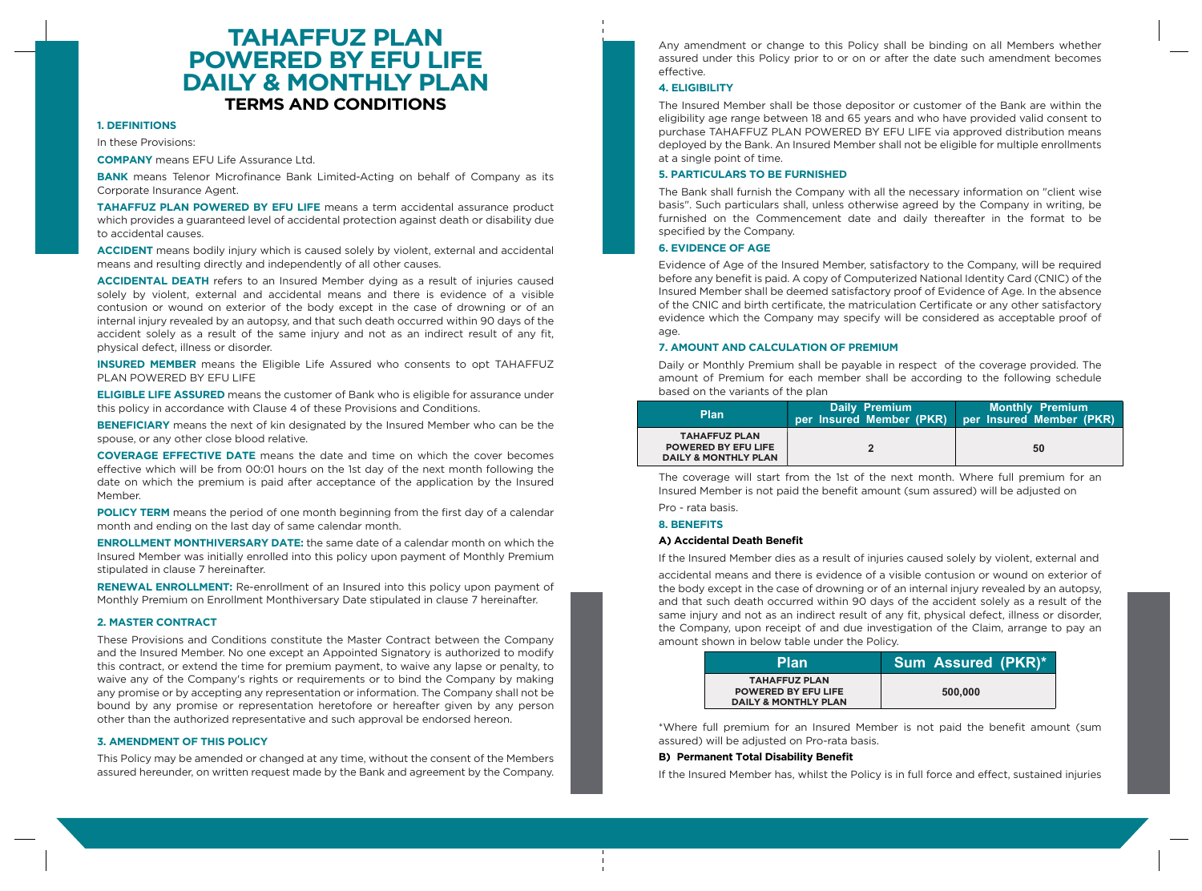# TAHAFFUZ PLAN POWERED BY EFU LIFE DAILY & MONTHLY PLAN

## TERMS AND CONDITIONS

### 1. DEFINITIONS

In these Provisions:

**COMPANY** means EFU Life Assurance Ltd.

**BANK** means Telenor Microfinance Bank Limited-Acting on behalf of Company as its Corporate Insurance Agent.

**TAHAFFUZ PLAN POWERED BY EFU LIFE** means a term accidental assurance product which provides a guaranteed level of accidental protection against death or disability due to accidental causes.

**ACCIDENT** means bodily injury which is caused solely by violent, external and accidental means and resulting directly and independently of all other causes.

**ACCIDENTAL DEATH** refers to an Insured Member dying as a result of injuries caused solely by violent, external and accidental means and there is evidence of a visible contusion or wound on exterior of the body except in the case of drowning or of an internal injury revealed by an autopsy, and that such death occurred within 90 days of the accident solely as a result of the same injury and not as an indirect result of any fit, physical defect, illness or disorder.

**INSURED MEMBER** means the Eligible Life Assured who consents to opt TAHAFFUZ PLAN POWERED BY EFU LIFE

**ELIGIBLE LIFE ASSURED** means the customer of Bank who is eligible for assurance under this policy in accordance with Clause 4 of these Provisions and Conditions.

**BENEFICIARY** means the next of kin designated by the Insured Member who can be the spouse, or any other close blood relative.

**COVERAGE EFFECTIVE DATE** means the date and time on which the cover becomes effective which will be from 00:01 hours on the 1st day of the next month following the date on which the premium is paid after acceptance of the application by the Insured Member.

**POLICY TERM** means the period of one month beginning from the first day of a calendar month and ending on the last day of same calendar month.

**ENROLLMENT MONTHIVERSARY DATE:** the same date of a calendar month on which the Insured Member was initially enrolled into this policy upon payment of Monthly Premium stipulated in clause 7 hereinafter.

**RENEWAL ENROLLMENT:** Re-enrollment of an Insured into this policy upon payment of Monthly Premium on Enrollment Monthiversary Date stipulated in clause 7 hereinafter.

### 2. MASTER CONTRACT

These Provisions and Conditions constitute the Master Contract between the Company and the Insured Member. No one except an Appointed Signatory is authorized to modify this contract, or extend the time for premium payment, to waive any lapse or penalty, to waive any of the Company's rights or requirements or to bind the Company by making any promise or by accepting any representation or information. The Company shall not be bound by any promise or representation heretofore or hereafter given by any person other than the authorized representative and such approval be endorsed hereon.

### 3. AMENDMENT OF THIS POLICY

This Policy may be amended or changed at any time, without the consent of the Members assured hereunder, on written request made by the Bank and agreement by the Company.

Any amendment or change to this Policy shall be binding on all Members whether assured under this Policy prior to or on or after the date such amendment becomes effective.

### 4. ELIGIBILITY

The Insured Member shall be those depositor or customer of the Bank are within the eligibility age range between 18 and 65 years and who have provided valid consent to purchase TAHAFFUZ PLAN POWERED BY EFU LIFE via approved distribution means deployed by the Bank. An Insured Member shall not be eligible for multiple enrollments at a single point of time.

### 5. PARTICULARS TO BE FURNISHED

The Bank shall furnish the Company with all the necessary information on "client wise basis". Such particulars shall, unless otherwise agreed by the Company in writing, be furnished on the Commencement date and daily thereafter in the format to be specified by the Company.

### 6. EVIDENCE OF AGE

Evidence of Age of the Insured Member, satisfactory to the Company, will be required before any benefit is paid. A copy of Computerized National Identity Card (CNIC) of the Insured Member shall be deemed satisfactory proof of Evidence of Age. In the absence of the CNIC and birth certificate, the matriculation Certificate or any other satisfactory evidence which the Company may specify will be considered as acceptable proof of age.

### 7. AMOUNT AND CALCULATION OF PREMIUM

Daily or Monthly Premium shall be payable in respect of the coverage provided. The amount of Premium for each member shall be according to the following schedule based on the variants of the plan

| Plan | Daily Premium per Insured Member (PKR) | Monthly Premium per Insured Member (PKR) |
|---|---|---|
| TAHAFFUZ PLAN POWERED BY EFU LIFE DAILY & MONTHLY PLAN | 2 | 50 |

The coverage will start from the 1st of the next month. Where full premium for an Insured Member is not paid the benefit amount (sum assured) will be adjusted on Pro - rata basis.

### 8. BENEFITS

#### A) Accidental Death Benefit

If the Insured Member dies as a result of injuries caused solely by violent, external and accidental means and there is evidence of a visible contusion or wound on exterior of the body except in the case of drowning or of an internal injury revealed by an autopsy, and that such death occurred within 90 days of the accident solely as a result of the same injury and not as an indirect result of any fit, physical defect, illness or disorder, the Company, upon receipt of and due investigation of the Claim, arrange to pay an amount shown in below table under the Policy.

| Plan | Sum Assured (PKR)* |
|---|---|
| TAHAFFUZ PLAN POWERED BY EFU LIFE DAILY & MONTHLY PLAN | 500,000 |

*Where full premium for an Insured Member is not paid the benefit amount (sum assured) will be adjusted on Pro-rata basis.

#### B) Permanent Total Disability Benefit

If the Insured Member has, whilst the Policy is in full force and effect, sustained injuries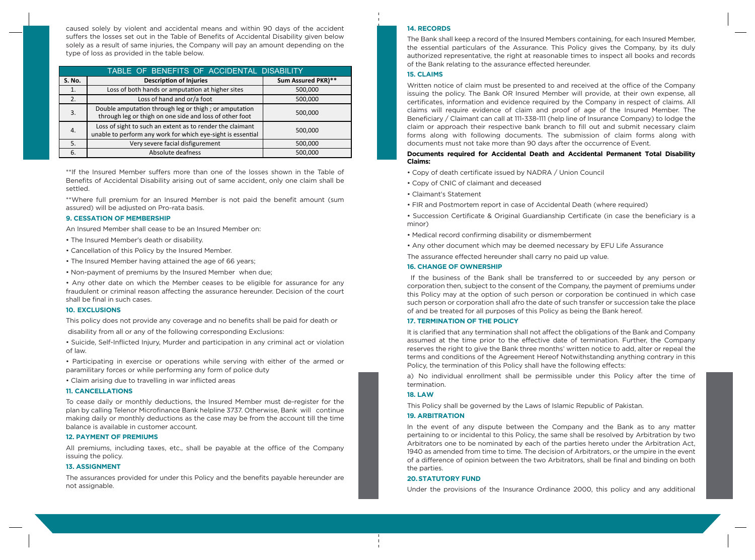caused solely by violent and accidental means and within 90 days of the accident suffers the losses set out in the Table of Benefits of Accidental Disability given below solely as a result of same injuries, the Company will pay an amount depending on the type of loss as provided in the table below.

| TABLE OF BENEFITS OF ACCIDENTAL DISABILITY | | |
|---|---|---|
| **S. No.** | **Description of Injuries** | **Sum Assured PKR)\*\*** |
| 1. | Loss of both hands or amputation at higher sites | 500,000 |
| 2. | Loss of hand and or/a foot | 500,000 |
| 3. | Double amputation through leg or thigh ; or amputation through leg or thigh on one side and loss of other foot | 500,000 |
| 4. | Loss of sight to such an extent as to render the claimant unable to perform any work for which eye-sight is essential | 500,000 |
| 5. | Very severe facial disfigurement | 500,000 |
| 6. | Absolute deafness | 500,000 |

**If the Insured Member suffers more than one of the losses shown in the Table of Benefits of Accidental Disability arising out of same accident, only one claim shall be settled.

**Where full premium for an Insured Member is not paid the benefit amount (sum assured) will be adjusted on Pro-rata basis.

### 9. CESSATION OF MEMBERSHIP

An Insured Member shall cease to be an Insured Member on:

- The Insured Member's death or disability.
- Cancellation of this Policy by the Insured Member.
- The Insured Member having attained the age of 66 years;
- Non-payment of premiums by the Insured Member when due;
- Any other date on which the Member ceases to be eligible for assurance for any fraudulent or criminal reason affecting the assurance hereunder. Decision of the court shall be final in such cases.

### 10. EXCLUSIONS

This policy does not provide any coverage and no benefits shall be paid for death or

disability from all or any of the following corresponding Exclusions:

- Suicide, Self-Inflicted Injury, Murder and participation in any criminal act or violation of law.
- Participating in exercise or operations while serving with either of the armed or paramilitary forces or while performing any form of police duty
- Claim arising due to travelling in war inflicted areas

### 11. CANCELLATIONS

To cease daily or monthly deductions, the Insured Member must de-register for the plan by calling Telenor Microfinance Bank helpline 3737. Otherwise, Bank will continue making daily or monthly deductions as the case may be from the account till the time balance is available in customer account.

### 12. PAYMENT OF PREMIUMS

All premiums, including taxes, etc., shall be payable at the office of the Company issuing the policy.

### 13. ASSIGNMENT

The assurances provided for under this Policy and the benefits payable hereunder are not assignable.

### 14. RECORDS

The Bank shall keep a record of the Insured Members containing, for each Insured Member, the essential particulars of the Assurance. This Policy gives the Company, by its duly authorized representative, the right at reasonable times to inspect all books and records of the Bank relating to the assurance effected hereunder.

### 15. CLAIMS

Written notice of claim must be presented to and received at the office of the Company issuing the policy. The Bank OR Insured Member will provide, at their own expense, all certificates, information and evidence required by the Company in respect of claims. All claims will require evidence of claim and proof of age of the Insured Member. The Beneficiary / Claimant can call at 111-338-111 (help line of Insurance Company) to lodge the claim or approach their respective bank branch to fill out and submit necessary claim forms along with following documents. The submission of claim forms along with documents must not take more than 90 days after the occurrence of Event.

**Documents required for Accidental Death and Accidental Permanent Total Disability Claims:**

- Copy of death certificate issued by NADRA / Union Council
- Copy of CNIC of claimant and deceased
- Claimant's Statement
- FIR and Postmortem report in case of Accidental Death (where required)
- Succession Certificate & Original Guardianship Certificate (in case the beneficiary is a minor)
- Medical record confirming disability or dismemberment
- Any other document which may be deemed necessary by EFU Life Assurance

The assurance effected hereunder shall carry no paid up value.

### 16. CHANGE OF OWNERSHIP

If the business of the Bank shall be transferred to or succeeded by any person or corporation then, subject to the consent of the Company, the payment of premiums under this Policy may at the option of such person or corporation be continued in which case such person or corporation shall afro the date of such transfer or succession take the place of and be treated for all purposes of this Policy as being the Bank hereof.

### 17. TERMINATION OF THE POLICY

It is clarified that any termination shall not affect the obligations of the Bank and Company assumed at the time prior to the effective date of termination. Further, the Company reserves the right to give the Bank three months' written notice to add, alter or repeal the terms and conditions of the Agreement Hereof Notwithstanding anything contrary in this Policy, the termination of this Policy shall have the following effects:

a) No individual enrollment shall be permissible under this Policy after the time of termination.

### 18. LAW

This Policy shall be governed by the Laws of Islamic Republic of Pakistan.

### 19. ARBITRATION

In the event of any dispute between the Company and the Bank as to any matter pertaining to or incidental to this Policy, the same shall be resolved by Arbitration by two Arbitrators one to be nominated by each of the parties hereto under the Arbitration Act, 1940 as amended from time to time. The decision of Arbitrators, or the umpire in the event of a difference of opinion between the two Arbitrators, shall be final and binding on both the parties.

### 20. STATUTORY FUND

Under the provisions of the Insurance Ordinance 2000, this policy and any additional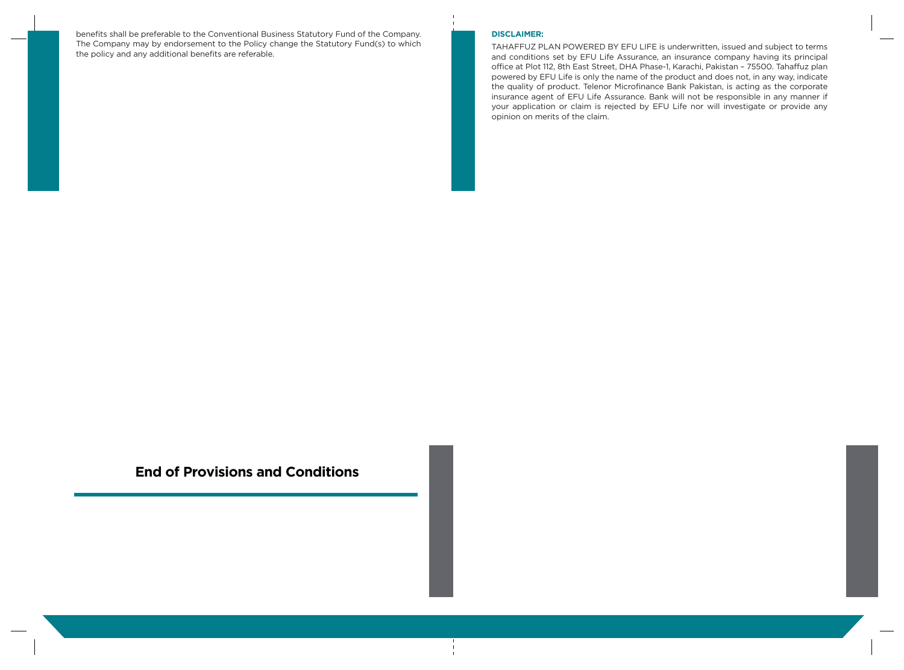benefits shall be preferable to the Conventional Business Statutory Fund of the Company. The Company may by endorsement to the Policy change the Statutory Fund(s) to which the policy and any additional benefits are referable.

## End of Provisions and Conditions

**DISCLAIMER:**

TAHAFFUZ PLAN POWERED BY EFU LIFE is underwritten, issued and subject to terms and conditions set by EFU Life Assurance, an insurance company having its principal office at Plot 112, 8th East Street, DHA Phase-1, Karachi, Pakistan – 75500. Tahaffuz plan powered by EFU Life is only the name of the product and does not, in any way, indicate the quality of product. Telenor Microfinance Bank Pakistan, is acting as the corporate insurance agent of EFU Life Assurance. Bank will not be responsible in any manner if your application or claim is rejected by EFU Life nor will investigate or provide any opinion on merits of the claim.